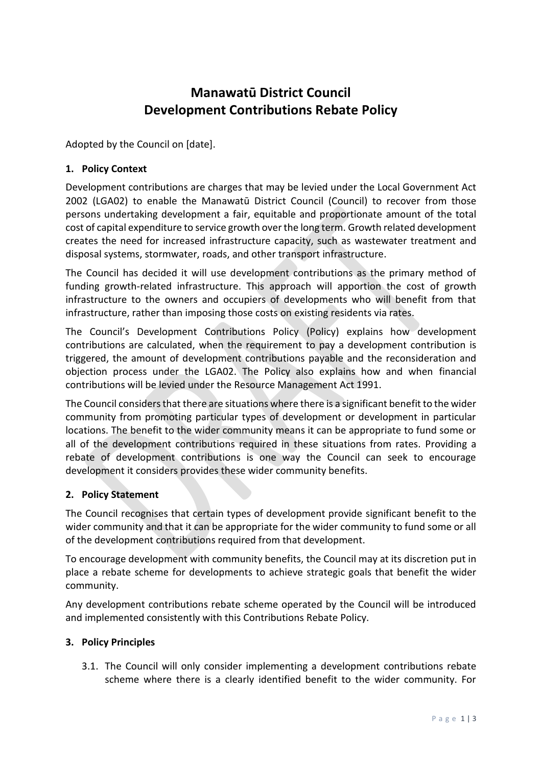# Manawatū District Council
# Development Contributions Rebate Policy

Adopted by the Council on [date].

## 1. Policy Context

Development contributions are charges that may be levied under the Local Government Act 2002 (LGA02) to enable the Manawatū District Council (Council) to recover from those persons undertaking development a fair, equitable and proportionate amount of the total cost of capital expenditure to service growth over the long term. Growth related development creates the need for increased infrastructure capacity, such as wastewater treatment and disposal systems, stormwater, roads, and other transport infrastructure.

The Council has decided it will use development contributions as the primary method of funding growth-related infrastructure. This approach will apportion the cost of growth infrastructure to the owners and occupiers of developments who will benefit from that infrastructure, rather than imposing those costs on existing residents via rates.

The Council's Development Contributions Policy (Policy) explains how development contributions are calculated, when the requirement to pay a development contribution is triggered, the amount of development contributions payable and the reconsideration and objection process under the LGA02. The Policy also explains how and when financial contributions will be levied under the Resource Management Act 1991.

The Council considers that there are situations where there is a significant benefit to the wider community from promoting particular types of development or development in particular locations. The benefit to the wider community means it can be appropriate to fund some or all of the development contributions required in these situations from rates. Providing a rebate of development contributions is one way the Council can seek to encourage development it considers provides these wider community benefits.

## 2. Policy Statement

The Council recognises that certain types of development provide significant benefit to the wider community and that it can be appropriate for the wider community to fund some or all of the development contributions required from that development.

To encourage development with community benefits, the Council may at its discretion put in place a rebate scheme for developments to achieve strategic goals that benefit the wider community.

Any development contributions rebate scheme operated by the Council will be introduced and implemented consistently with this Contributions Rebate Policy.

## 3. Policy Principles

3.1. The Council will only consider implementing a development contributions rebate scheme where there is a clearly identified benefit to the wider community. For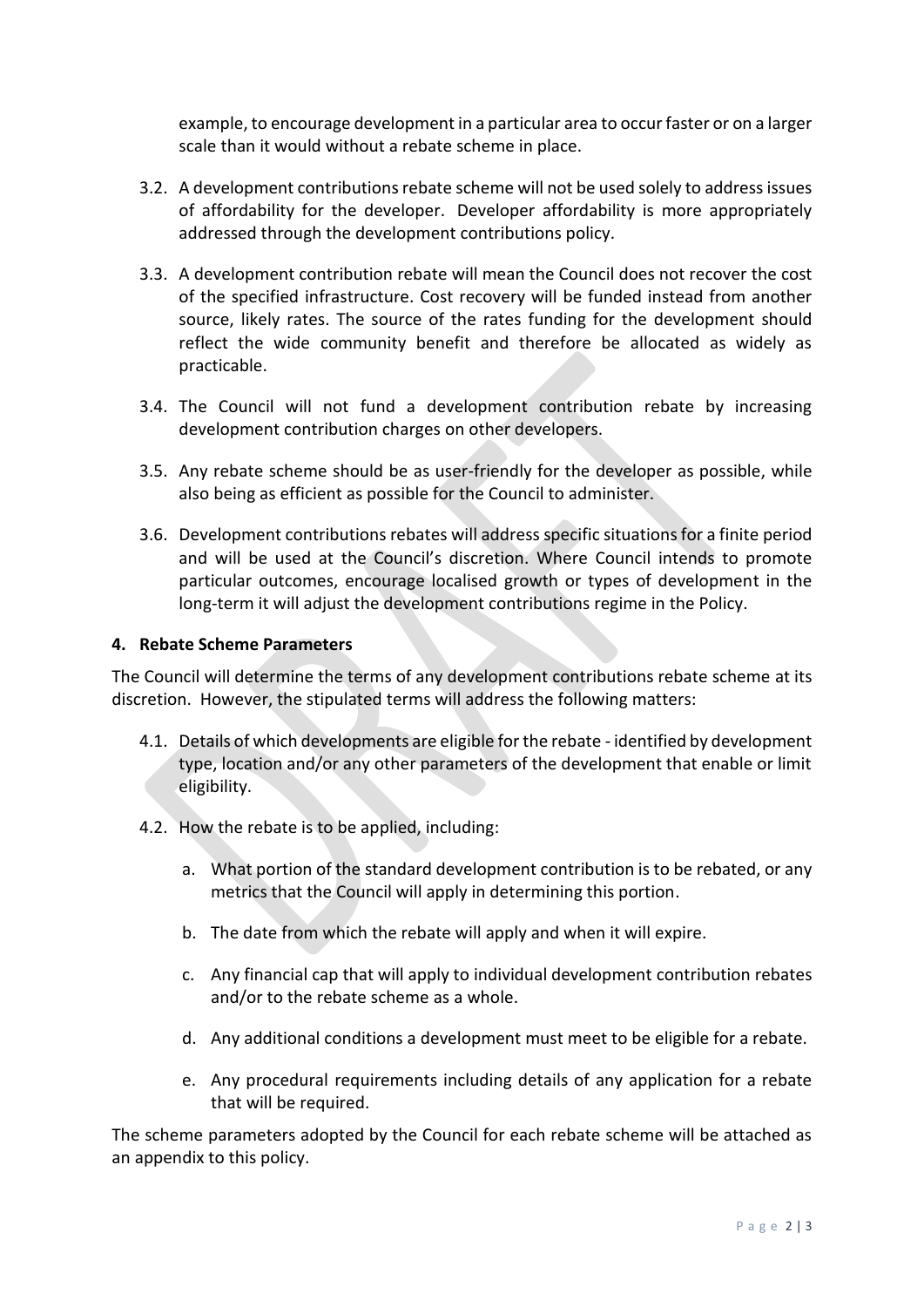example, to encourage development in a particular area to occur faster or on a larger scale than it would without a rebate scheme in place.

3.2. A development contributions rebate scheme will not be used solely to address issues of affordability for the developer. Developer affordability is more appropriately addressed through the development contributions policy.

3.3. A development contribution rebate will mean the Council does not recover the cost of the specified infrastructure. Cost recovery will be funded instead from another source, likely rates. The source of the rates funding for the development should reflect the wide community benefit and therefore be allocated as widely as practicable.

3.4. The Council will not fund a development contribution rebate by increasing development contribution charges on other developers.

3.5. Any rebate scheme should be as user-friendly for the developer as possible, while also being as efficient as possible for the Council to administer.

3.6. Development contributions rebates will address specific situations for a finite period and will be used at the Council's discretion. Where Council intends to promote particular outcomes, encourage localised growth or types of development in the long-term it will adjust the development contributions regime in the Policy.

## 4. Rebate Scheme Parameters

The Council will determine the terms of any development contributions rebate scheme at its discretion. However, the stipulated terms will address the following matters:

4.1. Details of which developments are eligible for the rebate - identified by development type, location and/or any other parameters of the development that enable or limit eligibility.

4.2. How the rebate is to be applied, including:

a. What portion of the standard development contribution is to be rebated, or any metrics that the Council will apply in determining this portion.

b. The date from which the rebate will apply and when it will expire.

c. Any financial cap that will apply to individual development contribution rebates and/or to the rebate scheme as a whole.

d. Any additional conditions a development must meet to be eligible for a rebate.

e. Any procedural requirements including details of any application for a rebate that will be required.

The scheme parameters adopted by the Council for each rebate scheme will be attached as an appendix to this policy.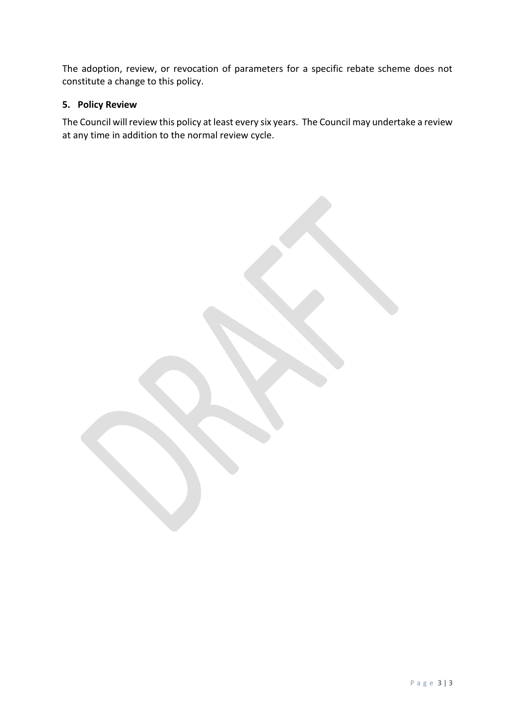The adoption, review, or revocation of parameters for a specific rebate scheme does not constitute a change to this policy.

## 5. Policy Review

The Council will review this policy at least every six years. The Council may undertake a review at any time in addition to the normal review cycle.